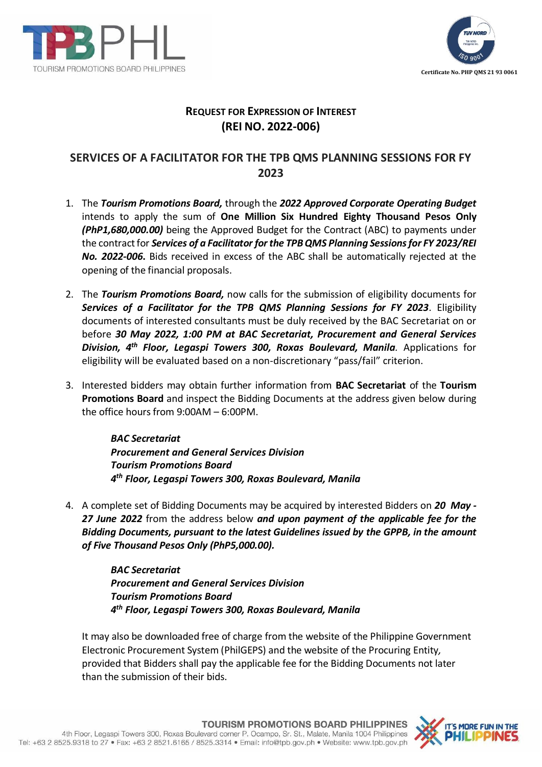## REQUEST FOR EXPRESSION OF INTEREST
## (REI NO. 2022-006)

## SERVICES OF A FACILITATOR FOR THE TPB QMS PLANNING SESSIONS FOR FY 2023

1. The ***Tourism Promotions Board,*** through the ***2022 Approved Corporate Operating Budget*** intends to apply the sum of **One Million Six Hundred Eighty Thousand Pesos Only *(PhP1,680,000.00)*** being the Approved Budget for the Contract (ABC) to payments under the contract for ***Services of a Facilitator for the TPB QMS Planning Sessions for FY 2023/REI No. 2022-006.*** Bids received in excess of the ABC shall be automatically rejected at the opening of the financial proposals.

2. The ***Tourism Promotions Board,*** now calls for the submission of eligibility documents for ***Services of a Facilitator for the TPB QMS Planning Sessions for FY 2023***. Eligibility documents of interested consultants must be duly received by the BAC Secretariat on or before ***30 May 2022, 1:00 PM at BAC Secretariat, Procurement and General Services Division, 4th Floor, Legaspi Towers 300, Roxas Boulevard, Manila***. Applications for eligibility will be evaluated based on a non-discretionary "pass/fail" criterion.

3. Interested bidders may obtain further information from **BAC Secretariat** of the **Tourism Promotions Board** and inspect the Bidding Documents at the address given below during the office hours from 9:00AM – 6:00PM.

   ***BAC Secretariat***
   ***Procurement and General Services Division***
   ***Tourism Promotions Board***
   ***4th Floor, Legaspi Towers 300, Roxas Boulevard, Manila***

4. A complete set of Bidding Documents may be acquired by interested Bidders on ***20 May - 27 June 2022*** from the address below ***and upon payment of the applicable fee for the Bidding Documents, pursuant to the latest Guidelines issued by the GPPB, in the amount of Five Thousand Pesos Only (PhP5,000.00).***

   ***BAC Secretariat***
   ***Procurement and General Services Division***
   ***Tourism Promotions Board***
   ***4th Floor, Legaspi Towers 300, Roxas Boulevard, Manila***

   It may also be downloaded free of charge from the website of the Philippine Government Electronic Procurement System (PhilGEPS) and the website of the Procuring Entity, provided that Bidders shall pay the applicable fee for the Bidding Documents not later than the submission of their bids.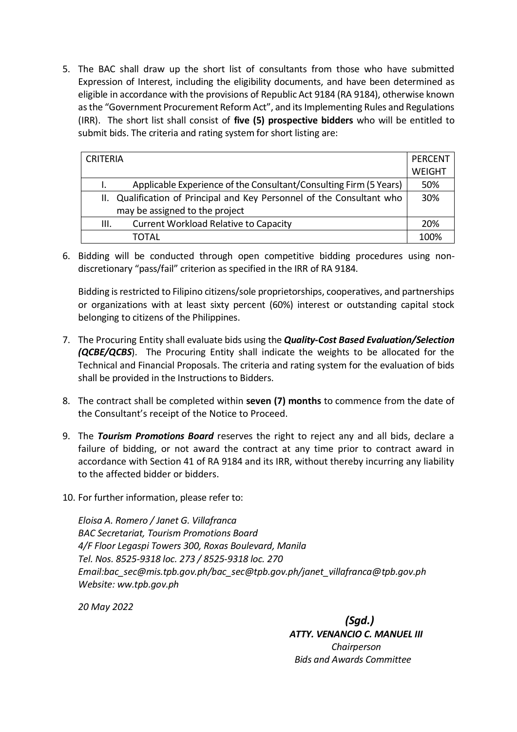5. The BAC shall draw up the short list of consultants from those who have submitted Expression of Interest, including the eligibility documents, and have been determined as eligible in accordance with the provisions of Republic Act 9184 (RA 9184), otherwise known as the "Government Procurement Reform Act", and its Implementing Rules and Regulations (IRR). The short list shall consist of **five (5) prospective bidders** who will be entitled to submit bids. The criteria and rating system for short listing are:

| CRITERIA | PERCENT WEIGHT |
|---|---|
| I. Applicable Experience of the Consultant/Consulting Firm (5 Years) | 50% |
| II. Qualification of Principal and Key Personnel of the Consultant who may be assigned to the project | 30% |
| III. Current Workload Relative to Capacity | 20% |
| TOTAL | 100% |

6. Bidding will be conducted through open competitive bidding procedures using non-discretionary "pass/fail" criterion as specified in the IRR of RA 9184.

   Bidding is restricted to Filipino citizens/sole proprietorships, cooperatives, and partnerships or organizations with at least sixty percent (60%) interest or outstanding capital stock belonging to citizens of the Philippines.

7. The Procuring Entity shall evaluate bids using the ***Quality-Cost Based Evaluation/Selection (QCBE/QCBS***). The Procuring Entity shall indicate the weights to be allocated for the Technical and Financial Proposals. The criteria and rating system for the evaluation of bids shall be provided in the Instructions to Bidders.

8. The contract shall be completed within **seven (7) months** to commence from the date of the Consultant's receipt of the Notice to Proceed.

9. The ***Tourism Promotions Board*** reserves the right to reject any and all bids, declare a failure of bidding, or not award the contract at any time prior to contract award in accordance with Section 41 of RA 9184 and its IRR, without thereby incurring any liability to the affected bidder or bidders.

10. For further information, please refer to:

    *Eloisa A. Romero / Janet G. Villafranca*
    *BAC Secretariat, Tourism Promotions Board*
    *4/F Floor Legaspi Towers 300, Roxas Boulevard, Manila*
    *Tel. Nos. 8525-9318 loc. 273 / 8525-9318 loc. 270*
    *Email:bac_sec@mis.tpb.gov.ph/bac_sec@tpb.gov.ph/janet_villafranca@tpb.gov.ph*
    *Website: ww.tpb.gov.ph*

    *20 May 2022*

***(Sgd.)***
***ATTY. VENANCIO C. MANUEL III***
*Chairperson*
*Bids and Awards Committee*